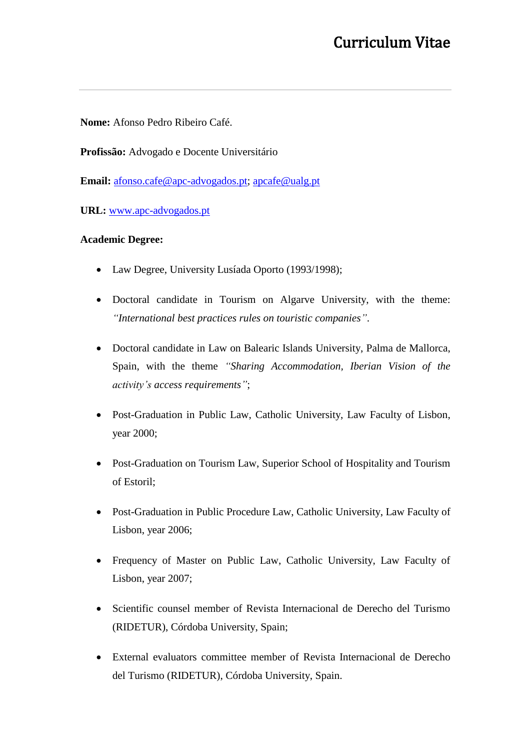# Curriculum Vitae

---

**Nome:** Afonso Pedro Ribeiro Café.

**Profissão:** Advogado e Docente Universitário

**Email:** afonso.cafe@apc-advogados.pt; apcafe@ualg.pt

**URL:** www.apc-advogados.pt

**Academic Degree:**

- Law Degree, University Lusíada Oporto (1993/1998);
- Doctoral candidate in Tourism on Algarve University, with the theme: *"International best practices rules on touristic companies"*.
- Doctoral candidate in Law on Balearic Islands University, Palma de Mallorca, Spain, with the theme *"Sharing Accommodation, Iberian Vision of the activity's access requirements"*;
- Post-Graduation in Public Law, Catholic University, Law Faculty of Lisbon, year 2000;
- Post-Graduation on Tourism Law, Superior School of Hospitality and Tourism of Estoril;
- Post-Graduation in Public Procedure Law, Catholic University, Law Faculty of Lisbon, year 2006;
- Frequency of Master on Public Law, Catholic University, Law Faculty of Lisbon, year 2007;
- Scientific counsel member of Revista Internacional de Derecho del Turismo (RIDETUR), Córdoba University, Spain;
- External evaluators committee member of Revista Internacional de Derecho del Turismo (RIDETUR), Córdoba University, Spain.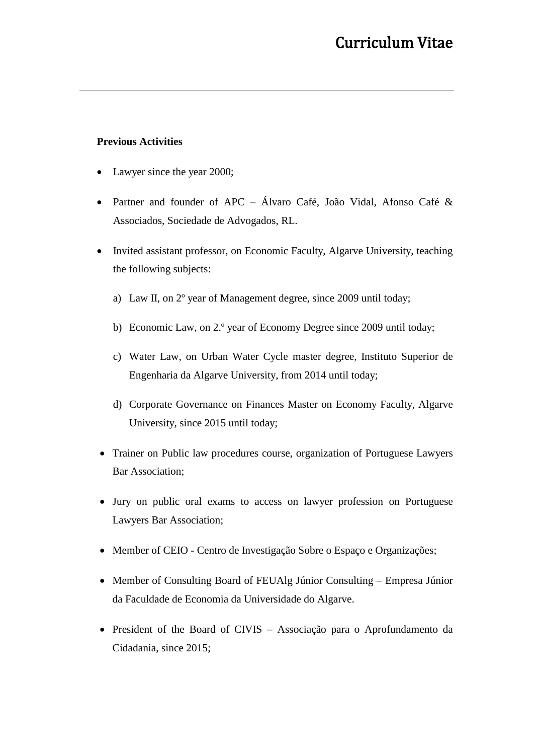**Previous Activities**

- Lawyer since the year 2000;
- Partner and founder of APC – Álvaro Café, João Vidal, Afonso Café & Associados, Sociedade de Advogados, RL.
- Invited assistant professor, on Economic Faculty, Algarve University, teaching the following subjects:
  a) Law II, on 2º year of Management degree, since 2009 until today;
  b) Economic Law, on 2.º year of Economy Degree since 2009 until today;
  c) Water Law, on Urban Water Cycle master degree, Instituto Superior de Engenharia da Algarve University, from 2014 until today;
  d) Corporate Governance on Finances Master on Economy Faculty, Algarve University, since 2015 until today;
- Trainer on Public law procedures course, organization of Portuguese Lawyers Bar Association;
- Jury on public oral exams to access on lawyer profession on Portuguese Lawyers Bar Association;
- Member of CEIO - Centro de Investigação Sobre o Espaço e Organizações;
- Member of Consulting Board of FEUAlg Júnior Consulting – Empresa Júnior da Faculdade de Economia da Universidade do Algarve.
- President of the Board of CIVIS – Associação para o Aprofundamento da Cidadania, since 2015;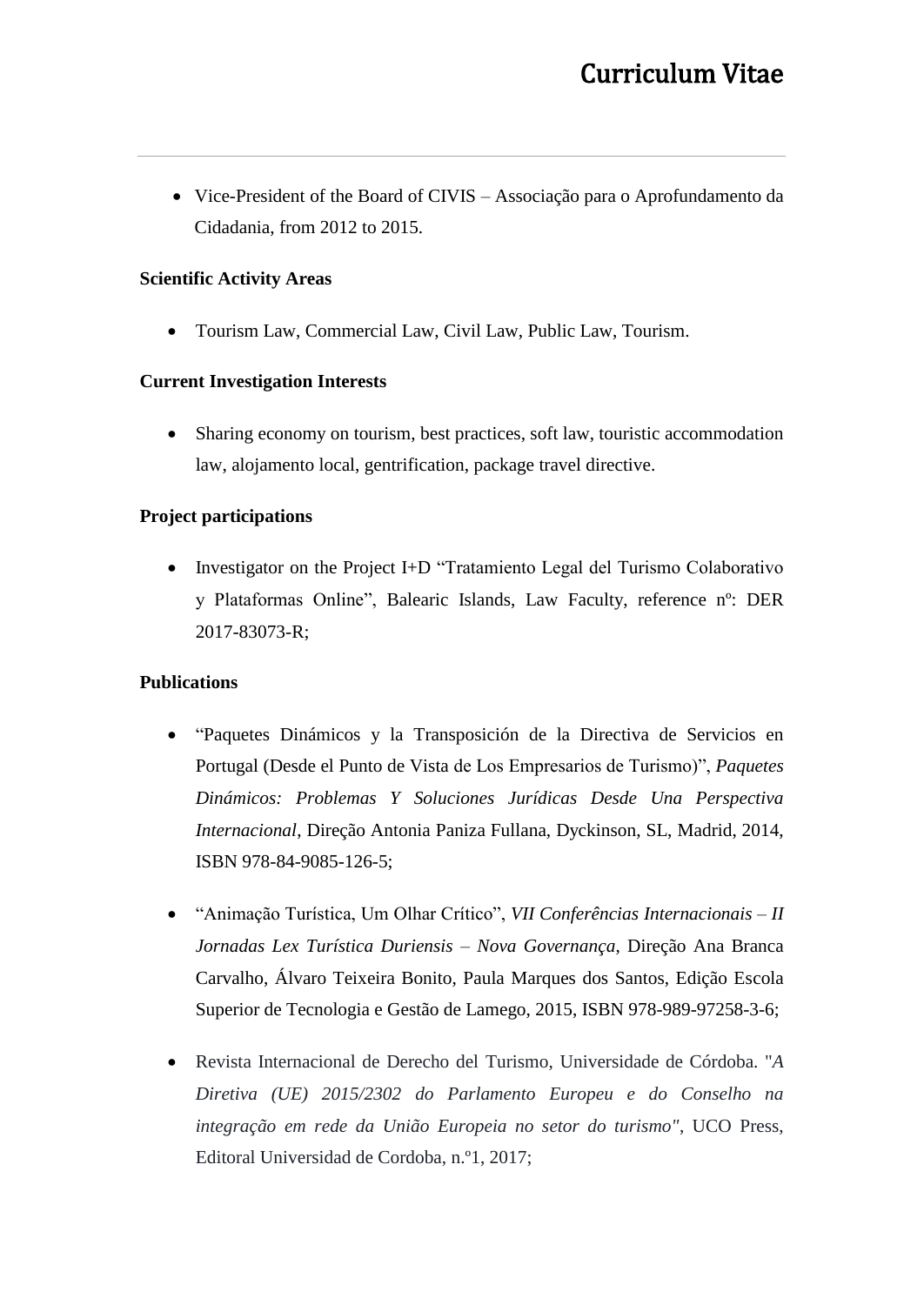- Vice-President of the Board of CIVIS – Associação para o Aprofundamento da Cidadania, from 2012 to 2015.

**Scientific Activity Areas**

- Tourism Law, Commercial Law, Civil Law, Public Law, Tourism.

**Current Investigation Interests**

- Sharing economy on tourism, best practices, soft law, touristic accommodation law, alojamento local, gentrification, package travel directive.

**Project participations**

- Investigator on the Project I+D "Tratamiento Legal del Turismo Colaborativo y Plataformas Online", Balearic Islands, Law Faculty, reference nº: DER 2017-83073-R;

**Publications**

- "Paquetes Dinámicos y la Transposición de la Directiva de Servicios en Portugal (Desde el Punto de Vista de Los Empresarios de Turismo)", *Paquetes Dinámicos: Problemas Y Soluciones Jurídicas Desde Una Perspectiva Internacional*, Direção Antonia Paniza Fullana, Dyckinson, SL, Madrid, 2014, ISBN 978-84-9085-126-5;

- "Animação Turística, Um Olhar Crítico", *VII Conferências Internacionais – II Jornadas Lex Turística Duriensis – Nova Governança*, Direção Ana Branca Carvalho, Álvaro Teixeira Bonito, Paula Marques dos Santos, Edição Escola Superior de Tecnologia e Gestão de Lamego, 2015, ISBN 978-989-97258-3-6;

- Revista Internacional de Derecho del Turismo, Universidade de Córdoba. "*A Diretiva (UE) 2015/2302 do Parlamento Europeu e do Conselho na integração em rede da União Europeia no setor do turismo"*, UCO Press, Editoral Universidad de Cordoba, n.º1, 2017;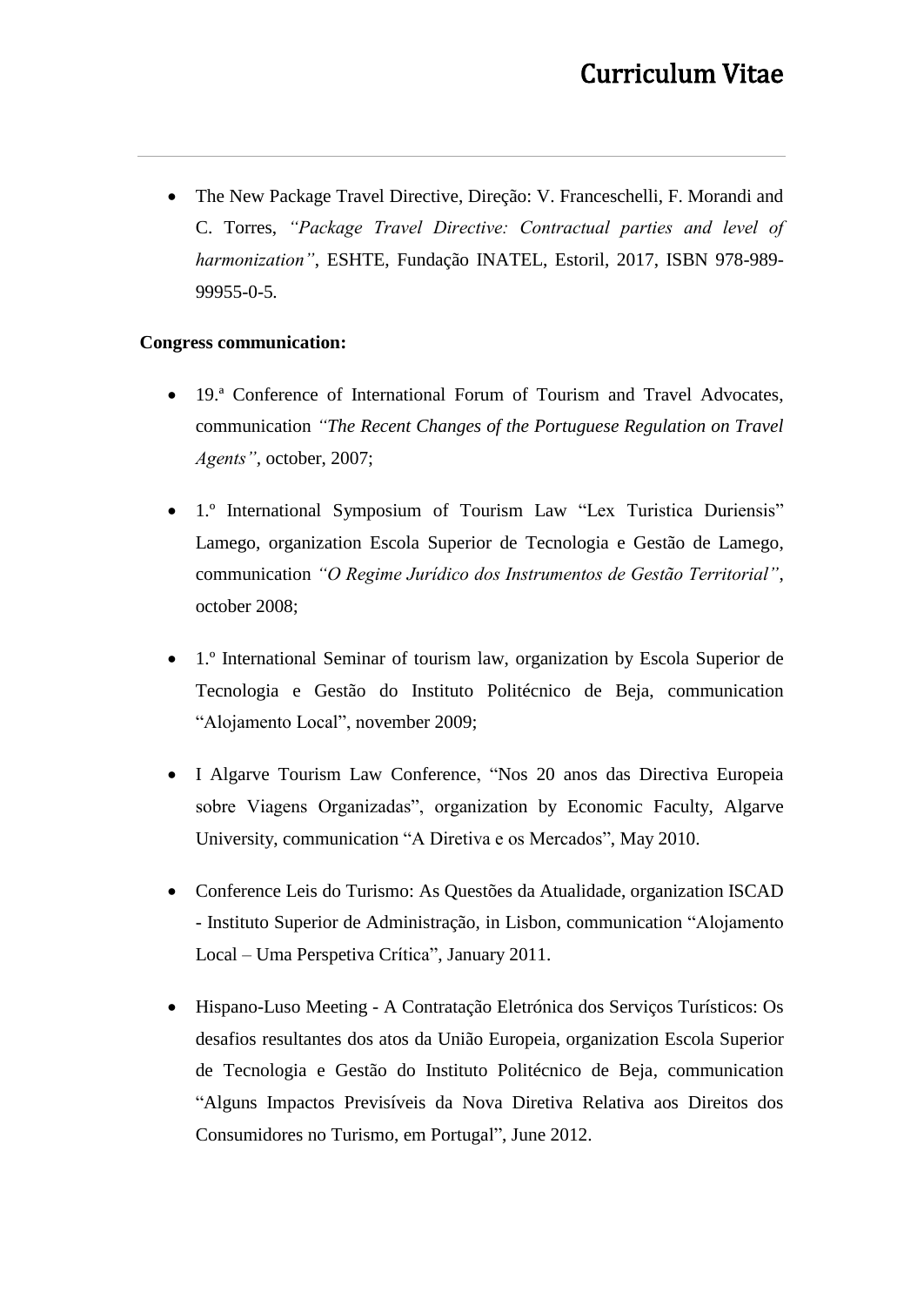- The New Package Travel Directive, Direção: V. Franceschelli, F. Morandi and C. Torres, *"Package Travel Directive: Contractual parties and level of harmonization"*, ESHTE, Fundação INATEL, Estoril, 2017, ISBN 978-989-99955-0-5.

**Congress communication:**

- 19.ª Conference of International Forum of Tourism and Travel Advocates, communication *"The Recent Changes of the Portuguese Regulation on Travel Agents"*, october, 2007;

- 1.º International Symposium of Tourism Law "Lex Turistica Duriensis" Lamego, organization Escola Superior de Tecnologia e Gestão de Lamego, communication *"O Regime Jurídico dos Instrumentos de Gestão Territorial"*, october 2008;

- 1.º International Seminar of tourism law, organization by Escola Superior de Tecnologia e Gestão do Instituto Politécnico de Beja, communication "Alojamento Local", november 2009;

- I Algarve Tourism Law Conference, "Nos 20 anos das Directiva Europeia sobre Viagens Organizadas", organization by Economic Faculty, Algarve University, communication "A Diretiva e os Mercados", May 2010.

- Conference Leis do Turismo: As Questões da Atualidade, organization ISCAD - Instituto Superior de Administração, in Lisbon, communication "Alojamento Local – Uma Perspetiva Crítica", January 2011.

- Hispano-Luso Meeting - A Contratação Eletrónica dos Serviços Turísticos: Os desafios resultantes dos atos da União Europeia, organization Escola Superior de Tecnologia e Gestão do Instituto Politécnico de Beja, communication "Alguns Impactos Previsíveis da Nova Diretiva Relativa aos Direitos dos Consumidores no Turismo, em Portugal", June 2012.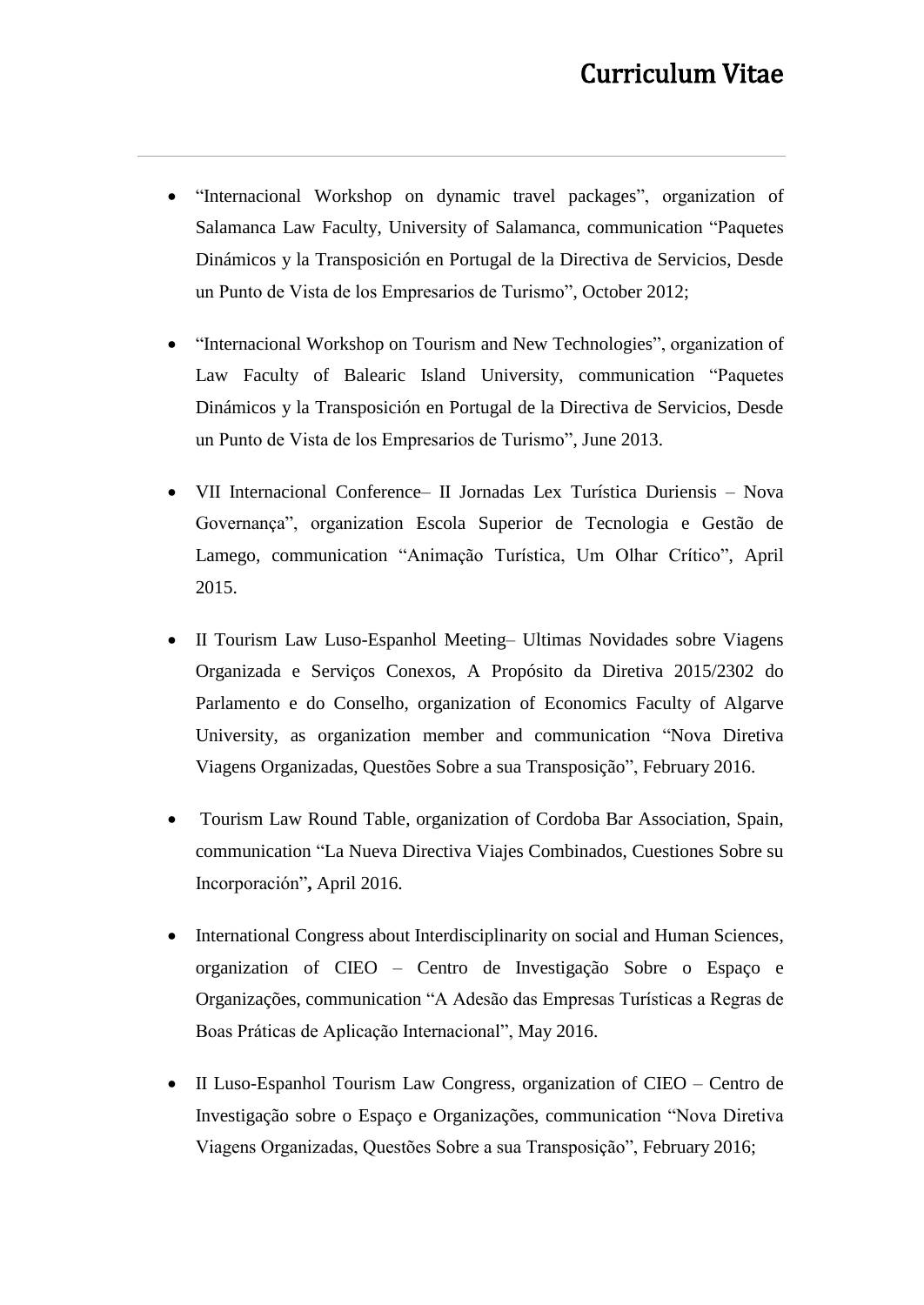- "Internacional Workshop on dynamic travel packages", organization of Salamanca Law Faculty, University of Salamanca, communication "Paquetes Dinámicos y la Transposición en Portugal de la Directiva de Servicios, Desde un Punto de Vista de los Empresarios de Turismo", October 2012;

- "Internacional Workshop on Tourism and New Technologies", organization of Law Faculty of Balearic Island University, communication "Paquetes Dinámicos y la Transposición en Portugal de la Directiva de Servicios, Desde un Punto de Vista de los Empresarios de Turismo", June 2013.

- VII Internacional Conference– II Jornadas Lex Turística Duriensis – Nova Governança", organization Escola Superior de Tecnologia e Gestão de Lamego, communication "Animação Turística, Um Olhar Crítico", April 2015.

- II Tourism Law Luso-Espanhol Meeting– Ultimas Novidades sobre Viagens Organizada e Serviços Conexos, A Propósito da Diretiva 2015/2302 do Parlamento e do Conselho, organization of Economics Faculty of Algarve University, as organization member and communication "Nova Diretiva Viagens Organizadas, Questões Sobre a sua Transposição", February 2016.

- Tourism Law Round Table, organization of Cordoba Bar Association, Spain, communication "La Nueva Directiva Viajes Combinados, Cuestiones Sobre su Incorporación"**,** April 2016.

- International Congress about Interdisciplinarity on social and Human Sciences, organization of CIEO – Centro de Investigação Sobre o Espaço e Organizações, communication "A Adesão das Empresas Turísticas a Regras de Boas Práticas de Aplicação Internacional", May 2016.

- II Luso-Espanhol Tourism Law Congress, organization of CIEO – Centro de Investigação sobre o Espaço e Organizações, communication "Nova Diretiva Viagens Organizadas, Questões Sobre a sua Transposição", February 2016;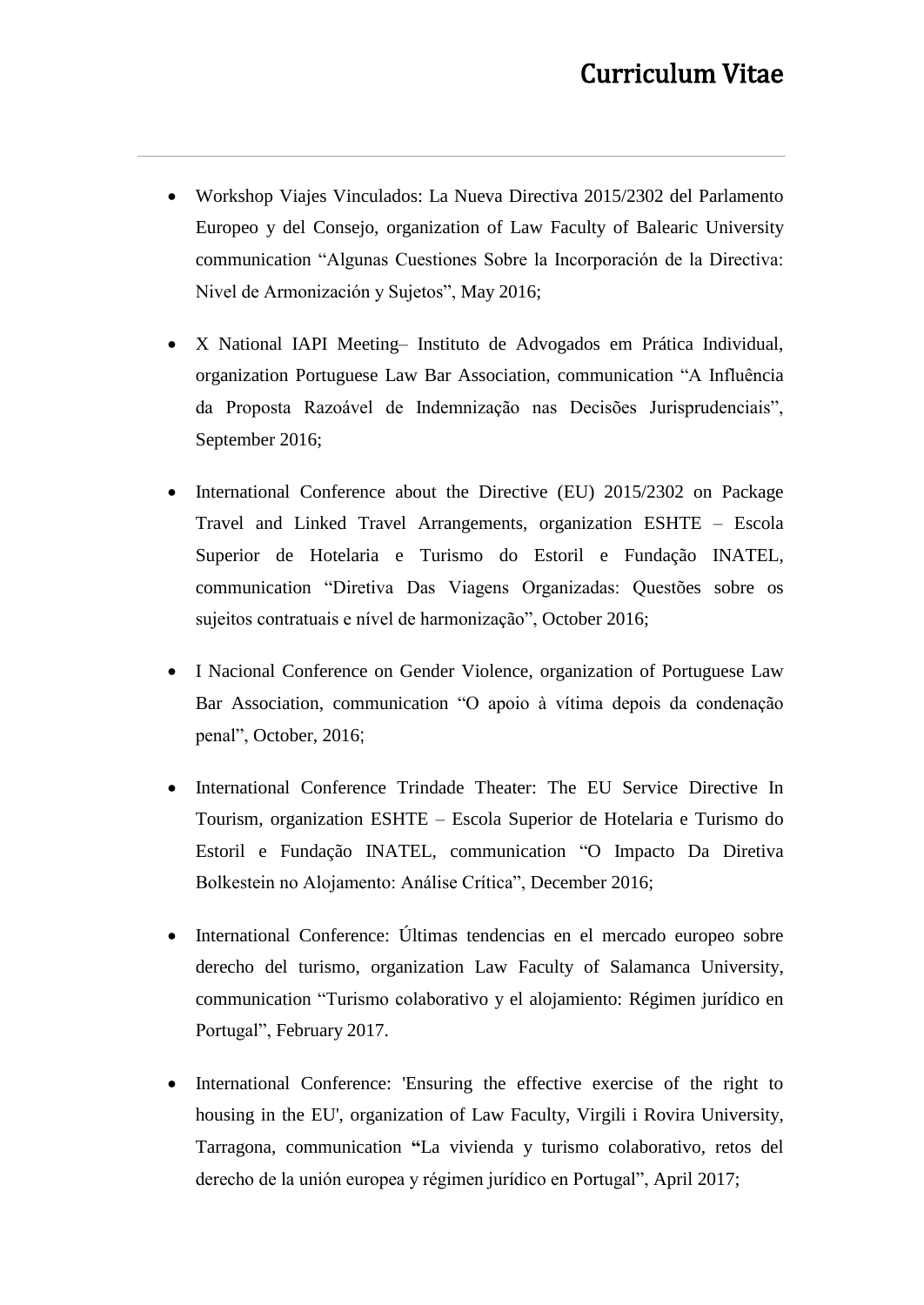- Workshop Viajes Vinculados: La Nueva Directiva 2015/2302 del Parlamento Europeo y del Consejo, organization of Law Faculty of Balearic University communication "Algunas Cuestiones Sobre la Incorporación de la Directiva: Nivel de Armonización y Sujetos", May 2016;

- X National IAPI Meeting– Instituto de Advogados em Prática Individual, organization Portuguese Law Bar Association, communication "A Influência da Proposta Razoável de Indemnização nas Decisões Jurisprudenciais", September 2016;

- International Conference about the Directive (EU) 2015/2302 on Package Travel and Linked Travel Arrangements, organization ESHTE – Escola Superior de Hotelaria e Turismo do Estoril e Fundação INATEL, communication "Diretiva Das Viagens Organizadas: Questões sobre os sujeitos contratuais e nível de harmonização", October 2016;

- I Nacional Conference on Gender Violence, organization of Portuguese Law Bar Association, communication "O apoio à vítima depois da condenação penal", October, 2016;

- International Conference Trindade Theater: The EU Service Directive In Tourism, organization ESHTE – Escola Superior de Hotelaria e Turismo do Estoril e Fundação INATEL, communication "O Impacto Da Diretiva Bolkestein no Alojamento: Análise Crítica", December 2016;

- International Conference: Últimas tendencias en el mercado europeo sobre derecho del turismo, organization Law Faculty of Salamanca University, communication "Turismo colaborativo y el alojamiento: Régimen jurídico en Portugal", February 2017.

- International Conference: 'Ensuring the effective exercise of the right to housing in the EU', organization of Law Faculty, Virgili i Rovira University, Tarragona, communication **"**La vivienda y turismo colaborativo, retos del derecho de la unión europea y régimen jurídico en Portugal", April 2017;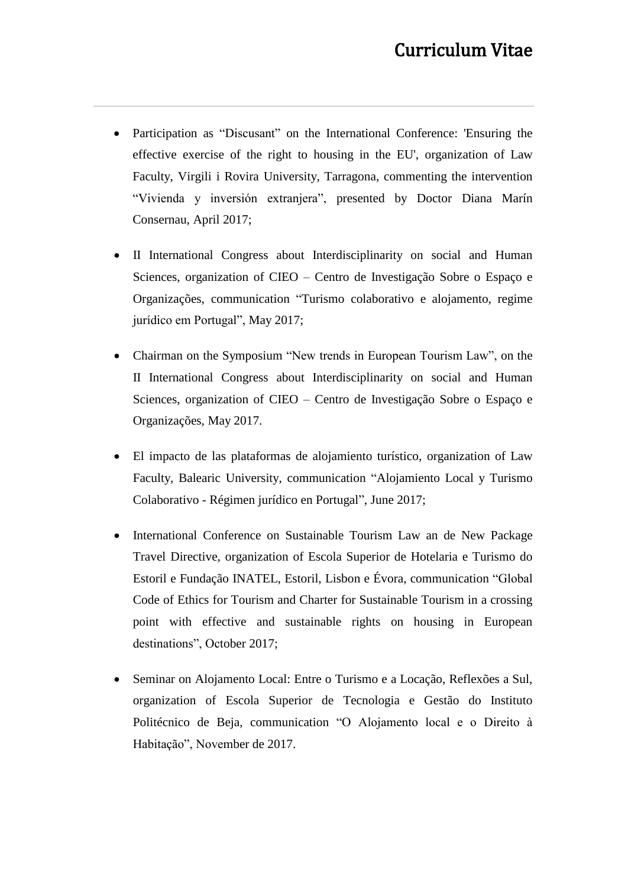- Participation as “Discusant” on the International Conference: 'Ensuring the effective exercise of the right to housing in the EU', organization of Law Faculty, Virgili i Rovira University, Tarragona, commenting the intervention “Vivienda y inversión extranjera”, presented by Doctor Diana Marín Consernau, April 2017;

- II International Congress about Interdisciplinarity on social and Human Sciences, organization of CIEO – Centro de Investigação Sobre o Espaço e Organizações, communication “Turismo colaborativo e alojamento, regime jurídico em Portugal”, May 2017;

- Chairman on the Symposium “New trends in European Tourism Law”, on the II International Congress about Interdisciplinarity on social and Human Sciences, organization of CIEO – Centro de Investigação Sobre o Espaço e Organizações, May 2017.

- El impacto de las plataformas de alojamiento turístico, organization of Law Faculty, Balearic University, communication “Alojamiento Local y Turismo Colaborativo - Régimen jurídico en Portugal”, June 2017;

- International Conference on Sustainable Tourism Law an de New Package Travel Directive, organization of Escola Superior de Hotelaria e Turismo do Estoril e Fundação INATEL, Estoril, Lisbon e Évora, communication “Global Code of Ethics for Tourism and Charter for Sustainable Tourism in a crossing point with effective and sustainable rights on housing in European destinations”, October 2017;

- Seminar on Alojamento Local: Entre o Turismo e a Locação, Reflexões a Sul, organization of Escola Superior de Tecnologia e Gestão do Instituto Politécnico de Beja, communication “O Alojamento local e o Direito à Habitação”, November de 2017.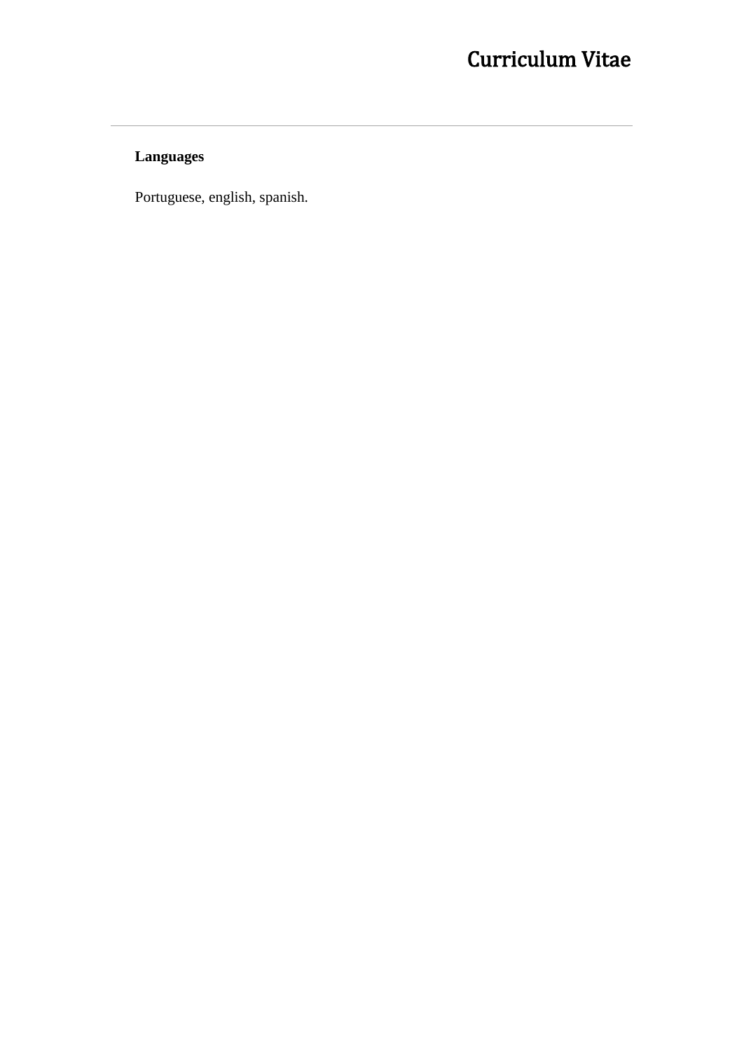**Languages**

Portuguese, english, spanish.